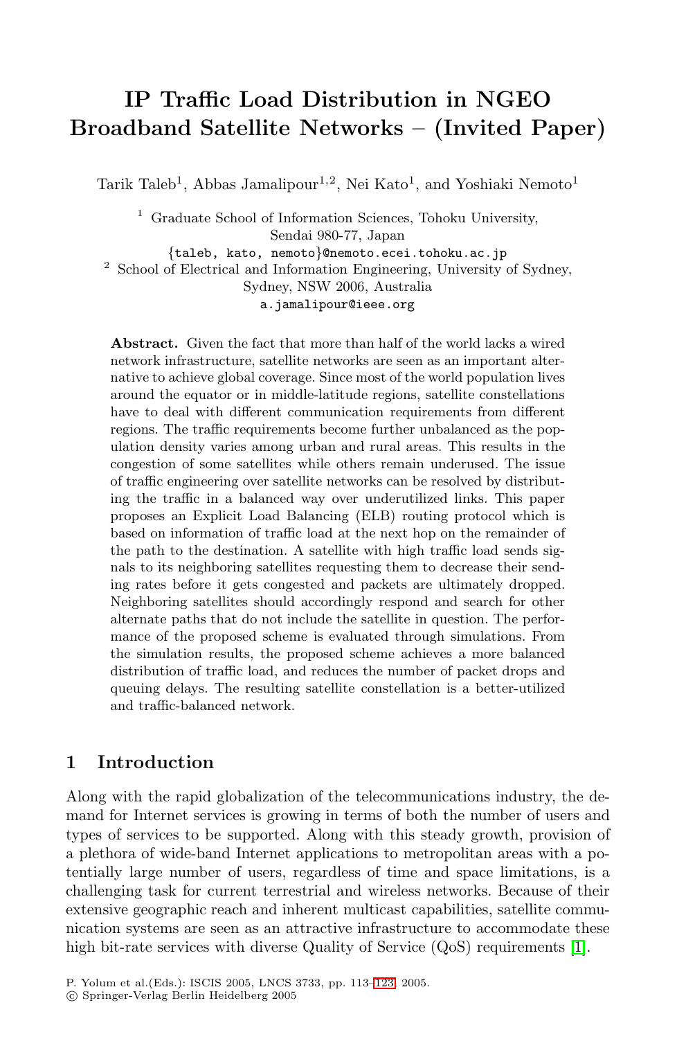# IP Traffic Load Distribution in NGEO Broadband Satellite Networks – (Invited Paper)

Tarik Taleb[1], Abbas Jamalipour[1,2], Nei Kato[1], and Yoshiaki Nemoto[1]

[1] Graduate School of Information Sciences, Tohoku University, Sendai 980-77, Japan
{taleb, kato, nemoto}@nemoto.ecei.tohoku.ac.jp

[2] School of Electrical and Information Engineering, University of Sydney, Sydney, NSW 2006, Australia
a.jamalipour@ieee.org

**Abstract.** Given the fact that more than half of the world lacks a wired network infrastructure, satellite networks are seen as an important alternative to achieve global coverage. Since most of the world population lives around the equator or in middle-latitude regions, satellite constellations have to deal with different communication requirements from different regions. The traffic requirements become further unbalanced as the population density varies among urban and rural areas. This results in the congestion of some satellites while others remain underused. The issue of traffic engineering over satellite networks can be resolved by distributing the traffic in a balanced way over underutilized links. This paper proposes an Explicit Load Balancing (ELB) routing protocol which is based on information of traffic load at the next hop on the remainder of the path to the destination. A satellite with high traffic load sends signals to its neighboring satellites requesting them to decrease their sending rates before it gets congested and packets are ultimately dropped. Neighboring satellites should accordingly respond and search for other alternate paths that do not include the satellite in question. The performance of the proposed scheme is evaluated through simulations. From the simulation results, the proposed scheme achieves a more balanced distribution of traffic load, and reduces the number of packet drops and queuing delays. The resulting satellite constellation is a better-utilized and traffic-balanced network.

## 1 Introduction

Along with the rapid globalization of the telecommunications industry, the demand for Internet services is growing in terms of both the number of users and types of services to be supported. Along with this steady growth, provision of a plethora of wide-band Internet applications to metropolitan areas with a potentially large number of users, regardless of time and space limitations, is a challenging task for current terrestrial and wireless networks. Because of their extensive geographic reach and inherent multicast capabilities, satellite communication systems are seen as an attractive infrastructure to accommodate these high bit-rate services with diverse Quality of Service (QoS) requirements [1].

P. Yolum et al.(Eds.): ISCIS 2005, LNCS 3733, pp. 113–123, 2005.
© Springer-Verlag Berlin Heidelberg 2005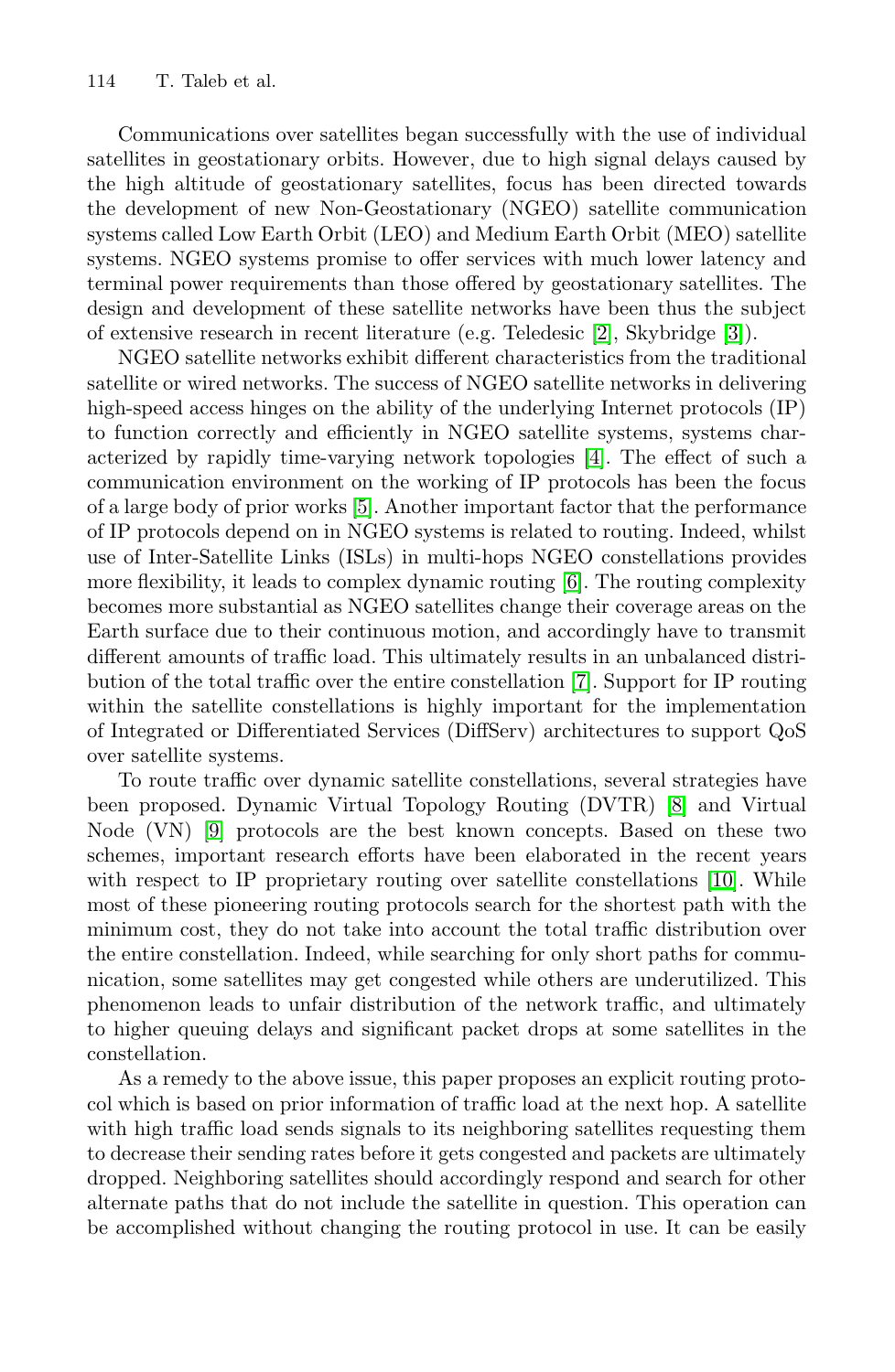Communications over satellites began successfully with the use of individual satellites in geostationary orbits. However, due to high signal delays caused by the high altitude of geostationary satellites, focus has been directed towards the development of new Non-Geostationary (NGEO) satellite communication systems called Low Earth Orbit (LEO) and Medium Earth Orbit (MEO) satellite systems. NGEO systems promise to offer services with much lower latency and terminal power requirements than those offered by geostationary satellites. The design and development of these satellite networks have been thus the subject of extensive research in recent literature (e.g. Teledesic [2], Skybridge [3]).

NGEO satellite networks exhibit different characteristics from the traditional satellite or wired networks. The success of NGEO satellite networks in delivering high-speed access hinges on the ability of the underlying Internet protocols (IP) to function correctly and efficiently in NGEO satellite systems, systems characterized by rapidly time-varying network topologies [4]. The effect of such a communication environment on the working of IP protocols has been the focus of a large body of prior works [5]. Another important factor that the performance of IP protocols depend on in NGEO systems is related to routing. Indeed, whilst use of Inter-Satellite Links (ISLs) in multi-hops NGEO constellations provides more flexibility, it leads to complex dynamic routing [6]. The routing complexity becomes more substantial as NGEO satellites change their coverage areas on the Earth surface due to their continuous motion, and accordingly have to transmit different amounts of traffic load. This ultimately results in an unbalanced distribution of the total traffic over the entire constellation [7]. Support for IP routing within the satellite constellations is highly important for the implementation of Integrated or Differentiated Services (DiffServ) architectures to support QoS over satellite systems.

To route traffic over dynamic satellite constellations, several strategies have been proposed. Dynamic Virtual Topology Routing (DVTR) [8] and Virtual Node (VN) [9] protocols are the best known concepts. Based on these two schemes, important research efforts have been elaborated in the recent years with respect to IP proprietary routing over satellite constellations [10]. While most of these pioneering routing protocols search for the shortest path with the minimum cost, they do not take into account the total traffic distribution over the entire constellation. Indeed, while searching for only short paths for communication, some satellites may get congested while others are underutilized. This phenomenon leads to unfair distribution of the network traffic, and ultimately to higher queuing delays and significant packet drops at some satellites in the constellation.

As a remedy to the above issue, this paper proposes an explicit routing protocol which is based on prior information of traffic load at the next hop. A satellite with high traffic load sends signals to its neighboring satellites requesting them to decrease their sending rates before it gets congested and packets are ultimately dropped. Neighboring satellites should accordingly respond and search for other alternate paths that do not include the satellite in question. This operation can be accomplished without changing the routing protocol in use. It can be easily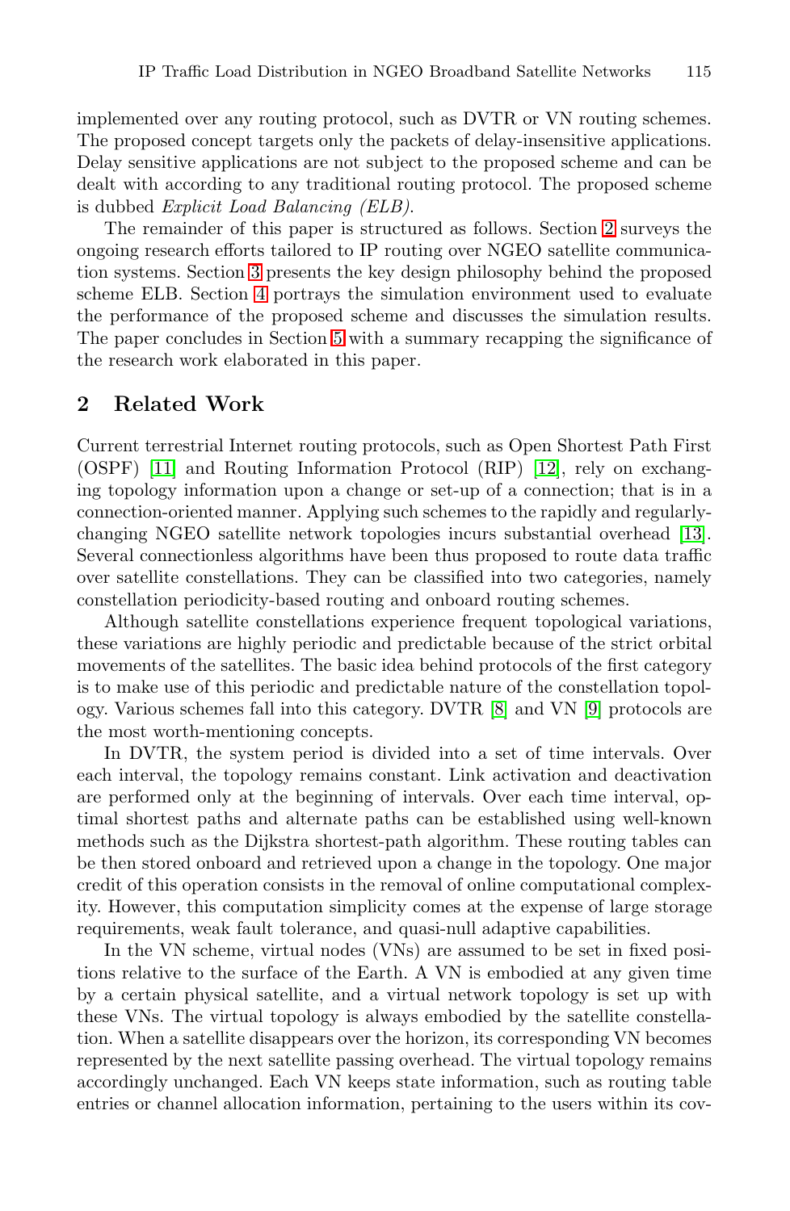implemented over any routing protocol, such as DVTR or VN routing schemes. The proposed concept targets only the packets of delay-insensitive applications. Delay sensitive applications are not subject to the proposed scheme and can be dealt with according to any traditional routing protocol. The proposed scheme is dubbed *Explicit Load Balancing (ELB)*.

The remainder of this paper is structured as follows. Section 2 surveys the ongoing research efforts tailored to IP routing over NGEO satellite communication systems. Section 3 presents the key design philosophy behind the proposed scheme ELB. Section 4 portrays the simulation environment used to evaluate the performance of the proposed scheme and discusses the simulation results. The paper concludes in Section 5 with a summary recapping the significance of the research work elaborated in this paper.

## 2 Related Work

Current terrestrial Internet routing protocols, such as Open Shortest Path First (OSPF) [11] and Routing Information Protocol (RIP) [12], rely on exchanging topology information upon a change or set-up of a connection; that is in a connection-oriented manner. Applying such schemes to the rapidly and regularly-changing NGEO satellite network topologies incurs substantial overhead [13]. Several connectionless algorithms have been thus proposed to route data traffic over satellite constellations. They can be classified into two categories, namely constellation periodicity-based routing and onboard routing schemes.

Although satellite constellations experience frequent topological variations, these variations are highly periodic and predictable because of the strict orbital movements of the satellites. The basic idea behind protocols of the first category is to make use of this periodic and predictable nature of the constellation topology. Various schemes fall into this category. DVTR [8] and VN [9] protocols are the most worth-mentioning concepts.

In DVTR, the system period is divided into a set of time intervals. Over each interval, the topology remains constant. Link activation and deactivation are performed only at the beginning of intervals. Over each time interval, optimal shortest paths and alternate paths can be established using well-known methods such as the Dijkstra shortest-path algorithm. These routing tables can be then stored onboard and retrieved upon a change in the topology. One major credit of this operation consists in the removal of online computational complexity. However, this computation simplicity comes at the expense of large storage requirements, weak fault tolerance, and quasi-null adaptive capabilities.

In the VN scheme, virtual nodes (VNs) are assumed to be set in fixed positions relative to the surface of the Earth. A VN is embodied at any given time by a certain physical satellite, and a virtual network topology is set up with these VNs. The virtual topology is always embodied by the satellite constellation. When a satellite disappears over the horizon, its corresponding VN becomes represented by the next satellite passing overhead. The virtual topology remains accordingly unchanged. Each VN keeps state information, such as routing table entries or channel allocation information, pertaining to the users within its cov-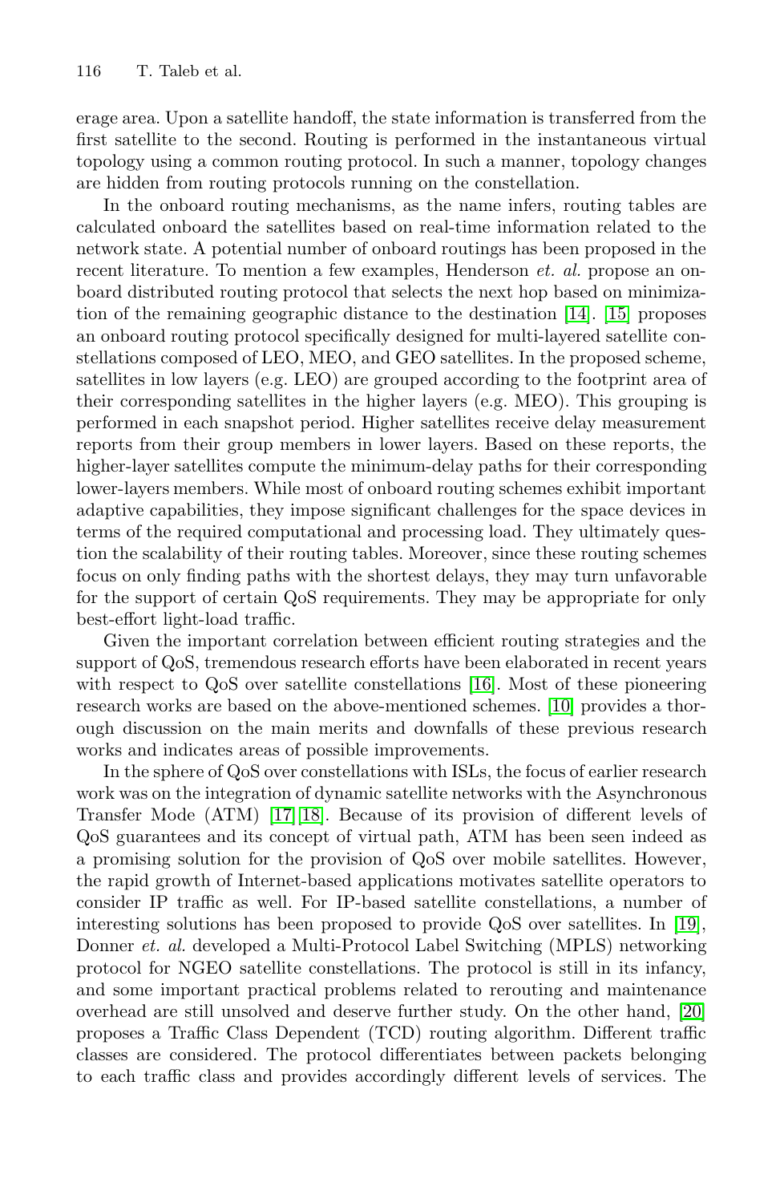erage area. Upon a satellite handoff, the state information is transferred from the first satellite to the second. Routing is performed in the instantaneous virtual topology using a common routing protocol. In such a manner, topology changes are hidden from routing protocols running on the constellation.

In the onboard routing mechanisms, as the name infers, routing tables are calculated onboard the satellites based on real-time information related to the network state. A potential number of onboard routings has been proposed in the recent literature. To mention a few examples, Henderson *et. al.* propose an onboard distributed routing protocol that selects the next hop based on minimization of the remaining geographic distance to the destination [14]. [15] proposes an onboard routing protocol specifically designed for multi-layered satellite constellations composed of LEO, MEO, and GEO satellites. In the proposed scheme, satellites in low layers (e.g. LEO) are grouped according to the footprint area of their corresponding satellites in the higher layers (e.g. MEO). This grouping is performed in each snapshot period. Higher satellites receive delay measurement reports from their group members in lower layers. Based on these reports, the higher-layer satellites compute the minimum-delay paths for their corresponding lower-layers members. While most of onboard routing schemes exhibit important adaptive capabilities, they impose significant challenges for the space devices in terms of the required computational and processing load. They ultimately question the scalability of their routing tables. Moreover, since these routing schemes focus on only finding paths with the shortest delays, they may turn unfavorable for the support of certain QoS requirements. They may be appropriate for only best-effort light-load traffic.

Given the important correlation between efficient routing strategies and the support of QoS, tremendous research efforts have been elaborated in recent years with respect to QoS over satellite constellations [16]. Most of these pioneering research works are based on the above-mentioned schemes. [10] provides a thorough discussion on the main merits and downfalls of these previous research works and indicates areas of possible improvements.

In the sphere of QoS over constellations with ISLs, the focus of earlier research work was on the integration of dynamic satellite networks with the Asynchronous Transfer Mode (ATM) [17][18]. Because of its provision of different levels of QoS guarantees and its concept of virtual path, ATM has been seen indeed as a promising solution for the provision of QoS over mobile satellites. However, the rapid growth of Internet-based applications motivates satellite operators to consider IP traffic as well. For IP-based satellite constellations, a number of interesting solutions has been proposed to provide QoS over satellites. In [19], Donner *et. al.* developed a Multi-Protocol Label Switching (MPLS) networking protocol for NGEO satellite constellations. The protocol is still in its infancy, and some important practical problems related to rerouting and maintenance overhead are still unsolved and deserve further study. On the other hand, [20] proposes a Traffic Class Dependent (TCD) routing algorithm. Different traffic classes are considered. The protocol differentiates between packets belonging to each traffic class and provides accordingly different levels of services. The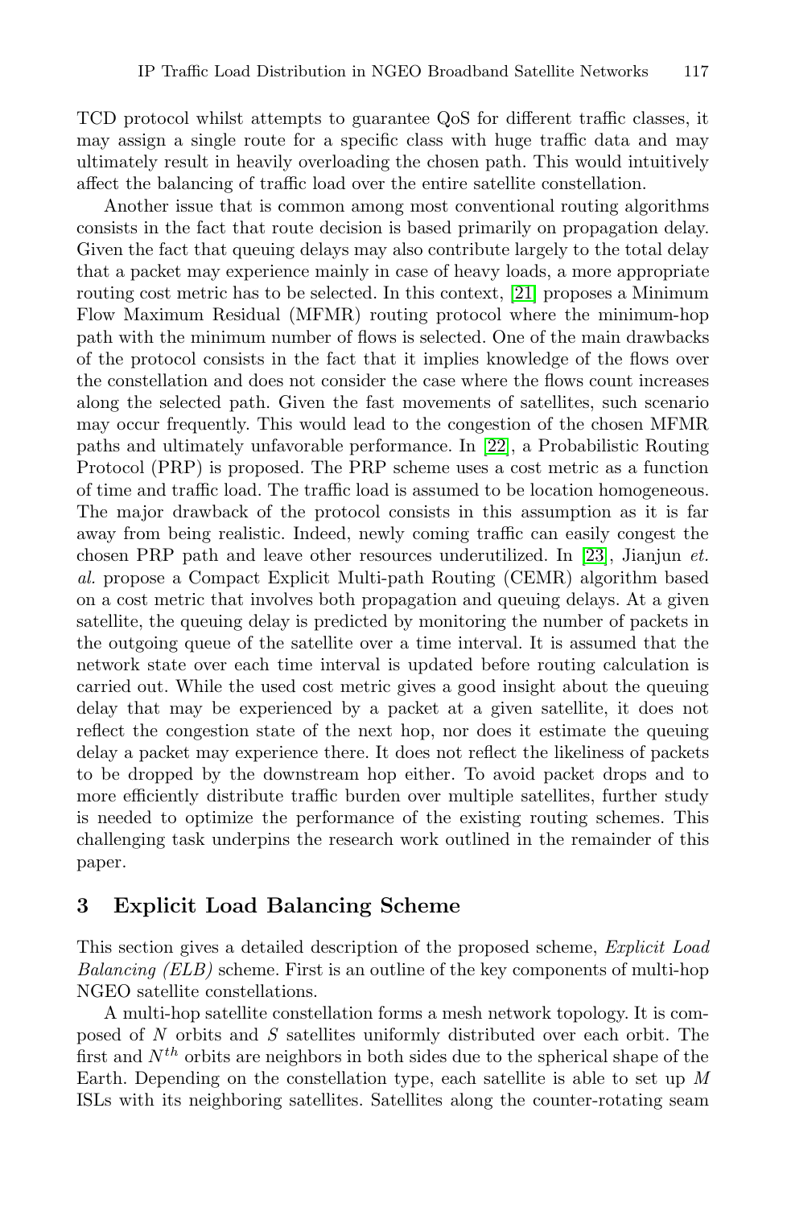TCD protocol whilst attempts to guarantee QoS for different traffic classes, it may assign a single route for a specific class with huge traffic data and may ultimately result in heavily overloading the chosen path. This would intuitively affect the balancing of traffic load over the entire satellite constellation.

Another issue that is common among most conventional routing algorithms consists in the fact that route decision is based primarily on propagation delay. Given the fact that queuing delays may also contribute largely to the total delay that a packet may experience mainly in case of heavy loads, a more appropriate routing cost metric has to be selected. In this context, [21] proposes a Minimum Flow Maximum Residual (MFMR) routing protocol where the minimum-hop path with the minimum number of flows is selected. One of the main drawbacks of the protocol consists in the fact that it implies knowledge of the flows over the constellation and does not consider the case where the flows count increases along the selected path. Given the fast movements of satellites, such scenario may occur frequently. This would lead to the congestion of the chosen MFMR paths and ultimately unfavorable performance. In [22], a Probabilistic Routing Protocol (PRP) is proposed. The PRP scheme uses a cost metric as a function of time and traffic load. The traffic load is assumed to be location homogeneous. The major drawback of the protocol consists in this assumption as it is far away from being realistic. Indeed, newly coming traffic can easily congest the chosen PRP path and leave other resources underutilized. In [23], Jianjun *et. al.* propose a Compact Explicit Multi-path Routing (CEMR) algorithm based on a cost metric that involves both propagation and queuing delays. At a given satellite, the queuing delay is predicted by monitoring the number of packets in the outgoing queue of the satellite over a time interval. It is assumed that the network state over each time interval is updated before routing calculation is carried out. While the used cost metric gives a good insight about the queuing delay that may be experienced by a packet at a given satellite, it does not reflect the congestion state of the next hop, nor does it estimate the queuing delay a packet may experience there. It does not reflect the likeliness of packets to be dropped by the downstream hop either. To avoid packet drops and to more efficiently distribute traffic burden over multiple satellites, further study is needed to optimize the performance of the existing routing schemes. This challenging task underpins the research work outlined in the remainder of this paper.

## 3 Explicit Load Balancing Scheme

This section gives a detailed description of the proposed scheme, *Explicit Load Balancing (ELB)* scheme. First is an outline of the key components of multi-hop NGEO satellite constellations.

A multi-hop satellite constellation forms a mesh network topology. It is composed of $N$ orbits and $S$ satellites uniformly distributed over each orbit. The first and $N^{th}$ orbits are neighbors in both sides due to the spherical shape of the Earth. Depending on the constellation type, each satellite is able to set up $M$ ISLs with its neighboring satellites. Satellites along the counter-rotating seam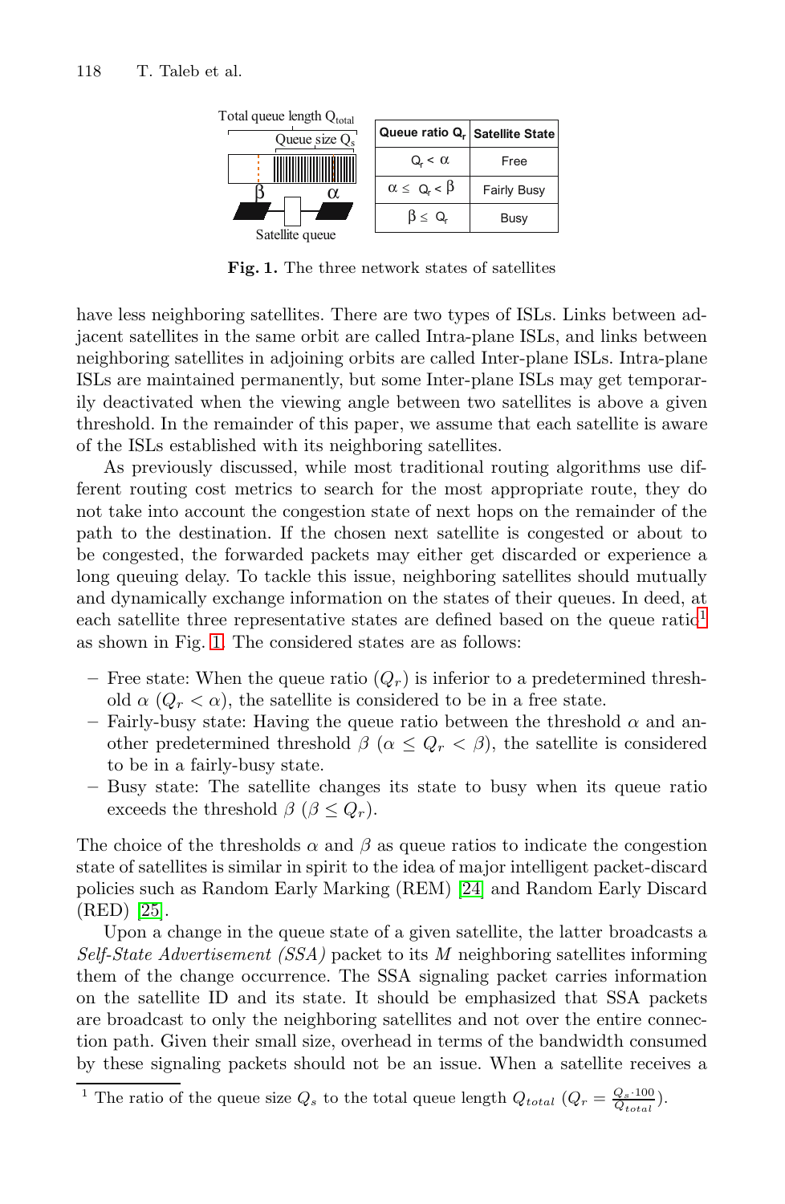| Queue ratio $Q_r$ | Satellite State |
|---|---|
| $Q_r < \alpha$ | Free |
| $\alpha \leq Q_r < \beta$ | Fairly Busy |
| $\beta \leq Q_r$ | Busy |

**Fig. 1.** The three network states of satellites

have less neighboring satellites. There are two types of ISLs. Links between adjacent satellites in the same orbit are called Intra-plane ISLs, and links between neighboring satellites in adjoining orbits are called Inter-plane ISLs. Intra-plane ISLs are maintained permanently, but some Inter-plane ISLs may get temporarily deactivated when the viewing angle between two satellites is above a given threshold. In the remainder of this paper, we assume that each satellite is aware of the ISLs established with its neighboring satellites.

As previously discussed, while most traditional routing algorithms use different routing cost metrics to search for the most appropriate route, they do not take into account the congestion state of next hops on the remainder of the path to the destination. If the chosen next satellite is congested or about to be congested, the forwarded packets may either get discarded or experience a long queuing delay. To tackle this issue, neighboring satellites should mutually and dynamically exchange information on the states of their queues. In deed, at each satellite three representative states are defined based on the queue ratio[1] as shown in Fig. 1. The considered states are as follows:

- Free state: When the queue ratio ($Q_r$) is inferior to a predetermined threshold $\alpha$ ($Q_r < \alpha$), the satellite is considered to be in a free state.
- Fairly-busy state: Having the queue ratio between the threshold $\alpha$ and another predetermined threshold $\beta$ ($\alpha \leq Q_r < \beta$), the satellite is considered to be in a fairly-busy state.
- Busy state: The satellite changes its state to busy when its queue ratio exceeds the threshold $\beta$ ($\beta \leq Q_r$).

The choice of the thresholds $\alpha$ and $\beta$ as queue ratios to indicate the congestion state of satellites is similar in spirit to the idea of major intelligent packet-discard policies such as Random Early Marking (REM) [24] and Random Early Discard (RED) [25].

Upon a change in the queue state of a given satellite, the latter broadcasts a *Self-State Advertisement (SSA)* packet to its $M$ neighboring satellites informing them of the change occurrence. The SSA signaling packet carries information on the satellite ID and its state. It should be emphasized that SSA packets are broadcast to only the neighboring satellites and not over the entire connection path. Given their small size, overhead in terms of the bandwidth consumed by these signaling packets should not be an issue. When a satellite receives a

[1] The ratio of the queue size $Q_s$ to the total queue length $Q_{total}$ ($Q_r = \frac{Q_s \cdot 100}{Q_{total}}$).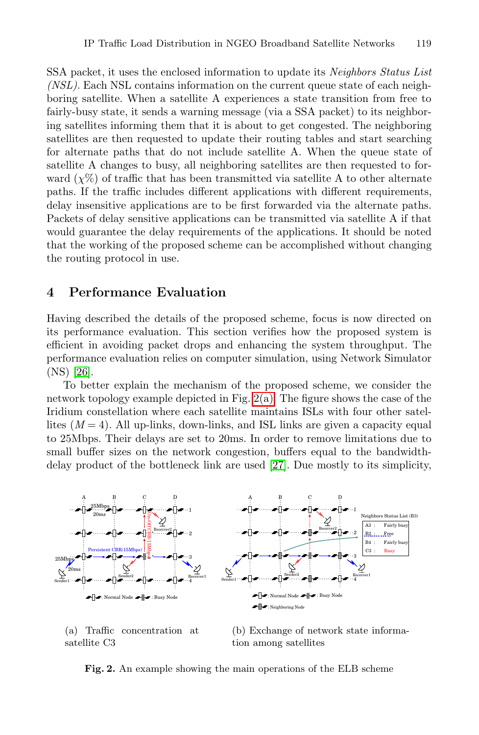SSA packet, it uses the enclosed information to update its *Neighbors Status List (NSL)*. Each NSL contains information on the current queue state of each neighboring satellite. When a satellite A experiences a state transition from free to fairly-busy state, it sends a warning message (via a SSA packet) to its neighboring satellites informing them that it is about to get congested. The neighboring satellites are then requested to update their routing tables and start searching for alternate paths that do not include satellite A. When the queue state of satellite A changes to busy, all neighboring satellites are then requested to forward ($\chi$%) of traffic that has been transmitted via satellite A to other alternate paths. If the traffic includes different applications with different requirements, delay insensitive applications are to be first forwarded via the alternate paths. Packets of delay sensitive applications can be transmitted via satellite A if that would guarantee the delay requirements of the applications. It should be noted that the working of the proposed scheme can be accomplished without changing the routing protocol in use.

## 4 Performance Evaluation

Having described the details of the proposed scheme, focus is now directed on its performance evaluation. This section verifies how the proposed system is efficient in avoiding packet drops and enhancing the system throughput. The performance evaluation relies on computer simulation, using Network Simulator (NS) [26].

To better explain the mechanism of the proposed scheme, we consider the network topology example depicted in Fig. 2(a). The figure shows the case of the Iridium constellation where each satellite maintains ISLs with four other satellites ($M = 4$). All up-links, down-links, and ISL links are given a capacity equal to 25Mbps. Their delays are set to 20ms. In order to remove limitations due to small buffer sizes on the network congestion, buffers equal to the bandwidth-delay product of the bottleneck link are used [27]. Due mostly to its simplicity,

(a) Traffic concentration at satellite C3

(b) Exchange of network state information among satellites

**Fig. 2.** An example showing the main operations of the ELB scheme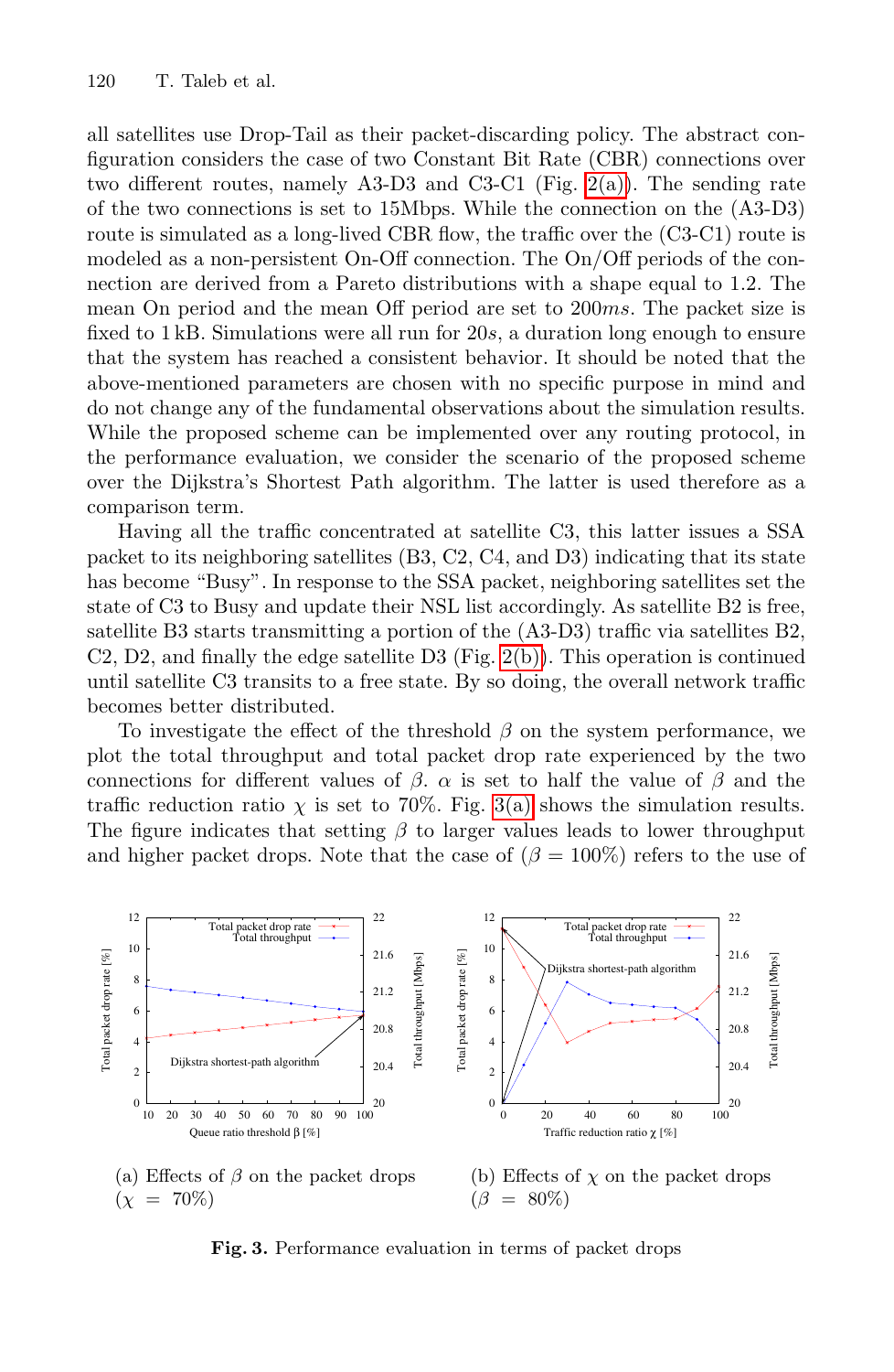all satellites use Drop-Tail as their packet-discarding policy. The abstract configuration considers the case of two Constant Bit Rate (CBR) connections over two different routes, namely A3-D3 and C3-C1 (Fig. 2(a)). The sending rate of the two connections is set to 15Mbps. While the connection on the (A3-D3) route is simulated as a long-lived CBR flow, the traffic over the (C3-C1) route is modeled as a non-persistent On-Off connection. The On/Off periods of the connection are derived from a Pareto distributions with a shape equal to 1.2. The mean On period and the mean Off period are set to 200*ms*. The packet size is fixed to 1 kB. Simulations were all run for 20*s*, a duration long enough to ensure that the system has reached a consistent behavior. It should be noted that the above-mentioned parameters are chosen with no specific purpose in mind and do not change any of the fundamental observations about the simulation results. While the proposed scheme can be implemented over any routing protocol, in the performance evaluation, we consider the scenario of the proposed scheme over the Dijkstra's Shortest Path algorithm. The latter is used therefore as a comparison term.

Having all the traffic concentrated at satellite C3, this latter issues a SSA packet to its neighboring satellites (B3, C2, C4, and D3) indicating that its state has become "Busy". In response to the SSA packet, neighboring satellites set the state of C3 to Busy and update their NSL list accordingly. As satellite B2 is free, satellite B3 starts transmitting a portion of the (A3-D3) traffic via satellites B2, C2, D2, and finally the edge satellite D3 (Fig. 2(b)). This operation is continued until satellite C3 transits to a free state. By so doing, the overall network traffic becomes better distributed.

To investigate the effect of the threshold $\beta$ on the system performance, we plot the total throughput and total packet drop rate experienced by the two connections for different values of $\beta$. $\alpha$ is set to half the value of $\beta$ and the traffic reduction ratio $\chi$ is set to 70%. Fig. 3(a) shows the simulation results. The figure indicates that setting $\beta$ to larger values leads to lower throughput and higher packet drops. Note that the case of ($\beta = 100\%$) refers to the use of

(a) Effects of $\beta$ on the packet drops ($\chi = 70\%$)

(b) Effects of $\chi$ on the packet drops ($\beta = 80\%$)

**Fig. 3.** Performance evaluation in terms of packet drops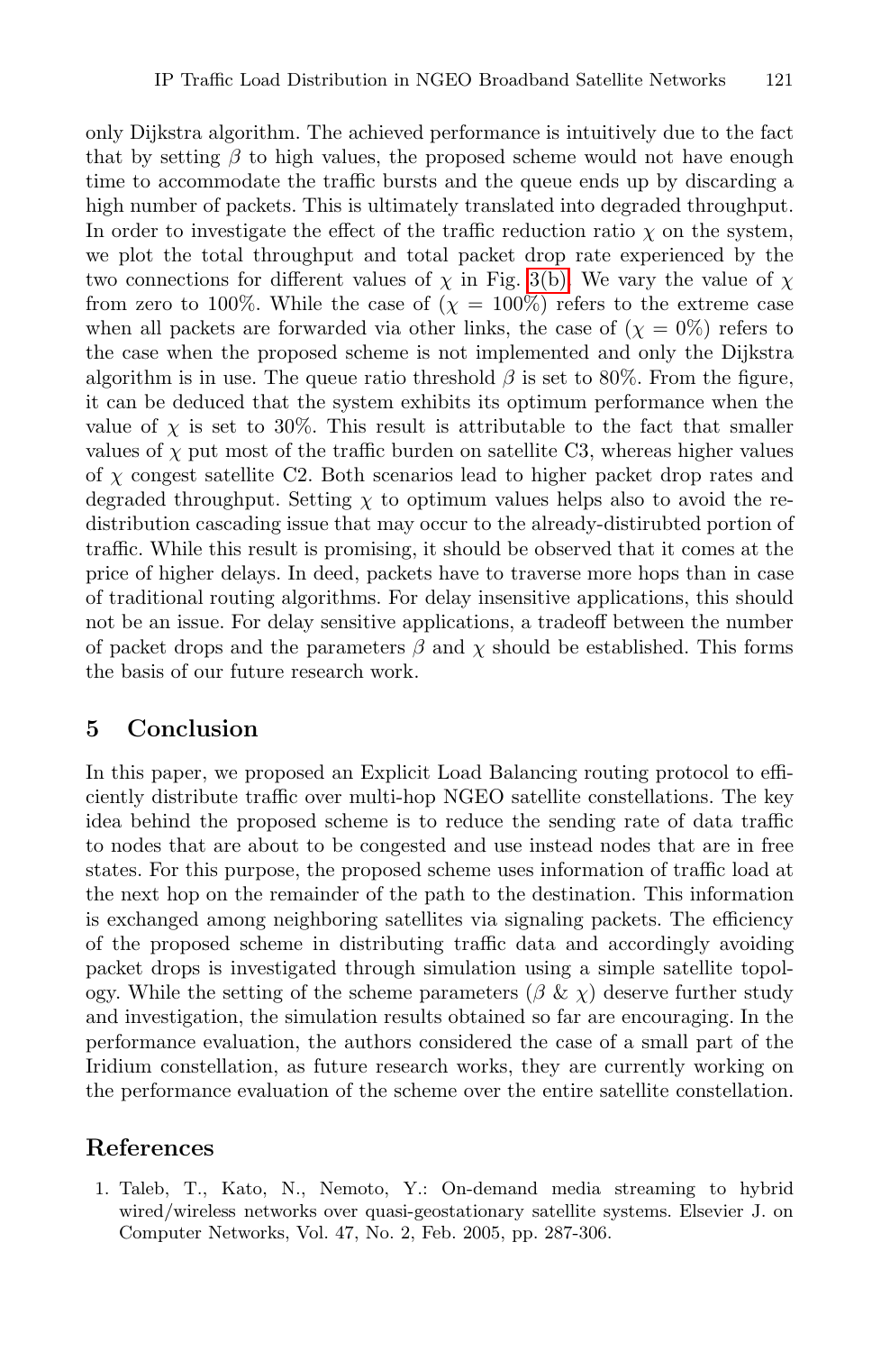only Dijkstra algorithm. The achieved performance is intuitively due to the fact that by setting $\beta$ to high values, the proposed scheme would not have enough time to accommodate the traffic bursts and the queue ends up by discarding a high number of packets. This is ultimately translated into degraded throughput. In order to investigate the effect of the traffic reduction ratio $\chi$ on the system, we plot the total throughput and total packet drop rate experienced by the two connections for different values of $\chi$ in Fig. 3(b). We vary the value of $\chi$ from zero to 100%. While the case of ($\chi = 100\%$) refers to the extreme case when all packets are forwarded via other links, the case of ($\chi = 0\%$) refers to the case when the proposed scheme is not implemented and only the Dijkstra algorithm is in use. The queue ratio threshold $\beta$ is set to 80%. From the figure, it can be deduced that the system exhibits its optimum performance when the value of $\chi$ is set to 30%. This result is attributable to the fact that smaller values of $\chi$ put most of the traffic burden on satellite C3, whereas higher values of $\chi$ congest satellite C2. Both scenarios lead to higher packet drop rates and degraded throughput. Setting $\chi$ to optimum values helps also to avoid the re-distribution cascading issue that may occur to the already-distirubted portion of traffic. While this result is promising, it should be observed that it comes at the price of higher delays. In deed, packets have to traverse more hops than in case of traditional routing algorithms. For delay insensitive applications, this should not be an issue. For delay sensitive applications, a tradeoff between the number of packet drops and the parameters $\beta$ and $\chi$ should be established. This forms the basis of our future research work.

## 5 Conclusion

In this paper, we proposed an Explicit Load Balancing routing protocol to efficiently distribute traffic over multi-hop NGEO satellite constellations. The key idea behind the proposed scheme is to reduce the sending rate of data traffic to nodes that are about to be congested and use instead nodes that are in free states. For this purpose, the proposed scheme uses information of traffic load at the next hop on the remainder of the path to the destination. This information is exchanged among neighboring satellites via signaling packets. The efficiency of the proposed scheme in distributing traffic data and accordingly avoiding packet drops is investigated through simulation using a simple satellite topology. While the setting of the scheme parameters ($\beta$ & $\chi$) deserve further study and investigation, the simulation results obtained so far are encouraging. In the performance evaluation, the authors considered the case of a small part of the Iridium constellation, as future research works, they are currently working on the performance evaluation of the scheme over the entire satellite constellation.

## References

1. Taleb, T., Kato, N., Nemoto, Y.: On-demand media streaming to hybrid wired/wireless networks over quasi-geostationary satellite systems. Elsevier J. on Computer Networks, Vol. 47, No. 2, Feb. 2005, pp. 287-306.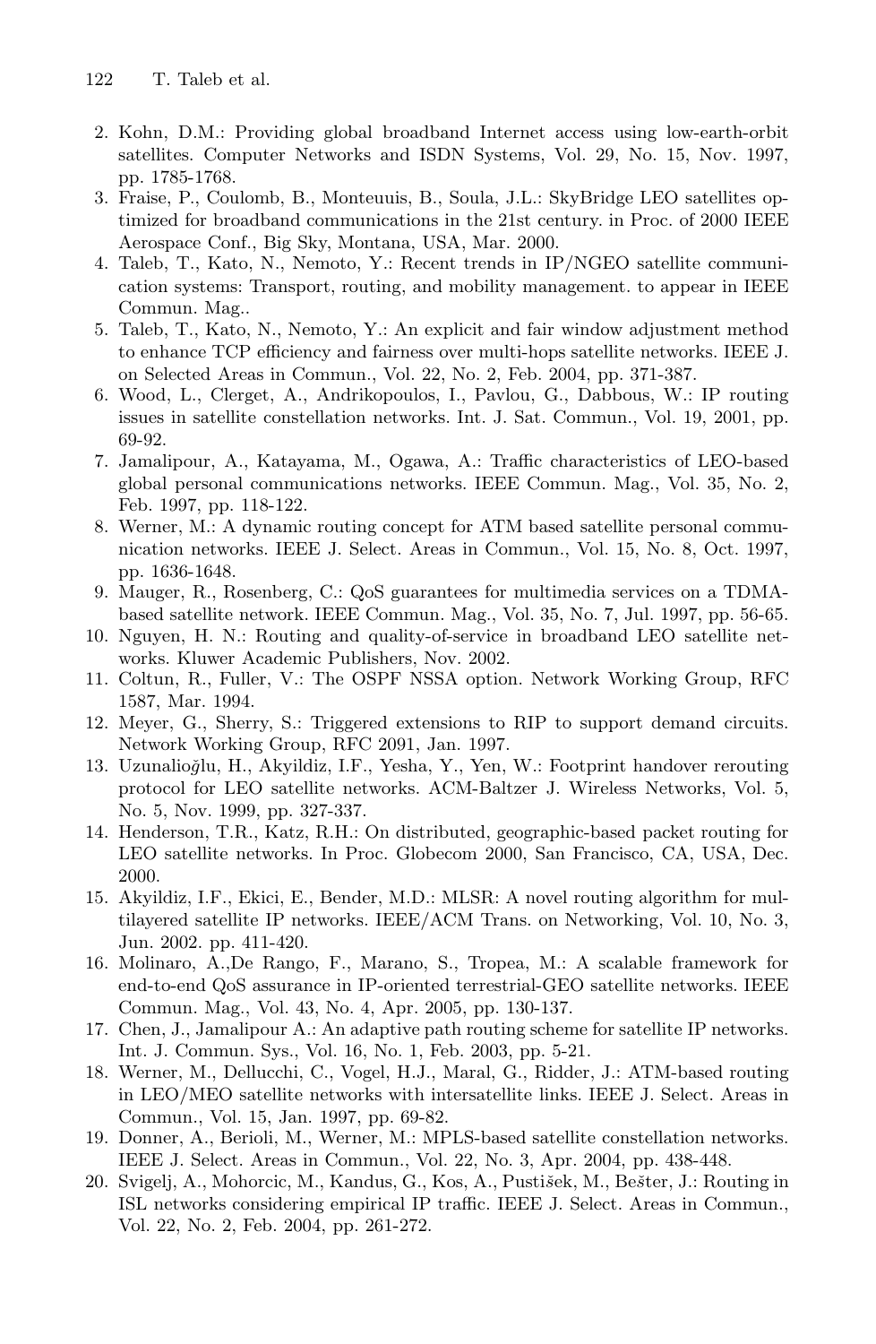2. Kohn, D.M.: Providing global broadband Internet access using low-earth-orbit satellites. Computer Networks and ISDN Systems, Vol. 29, No. 15, Nov. 1997, pp. 1785-1768.
3. Fraise, P., Coulomb, B., Monteuuis, B., Soula, J.L.: SkyBridge LEO satellites optimized for broadband communications in the 21st century. in Proc. of 2000 IEEE Aerospace Conf., Big Sky, Montana, USA, Mar. 2000.
4. Taleb, T., Kato, N., Nemoto, Y.: Recent trends in IP/NGEO satellite communication systems: Transport, routing, and mobility management. to appear in IEEE Commun. Mag..
5. Taleb, T., Kato, N., Nemoto, Y.: An explicit and fair window adjustment method to enhance TCP efficiency and fairness over multi-hops satellite networks. IEEE J. on Selected Areas in Commun., Vol. 22, No. 2, Feb. 2004, pp. 371-387.
6. Wood, L., Clerget, A., Andrikopoulos, I., Pavlou, G., Dabbous, W.: IP routing issues in satellite constellation networks. Int. J. Sat. Commun., Vol. 19, 2001, pp. 69-92.
7. Jamalipour, A., Katayama, M., Ogawa, A.: Traffic characteristics of LEO-based global personal communications networks. IEEE Commun. Mag., Vol. 35, No. 2, Feb. 1997, pp. 118-122.
8. Werner, M.: A dynamic routing concept for ATM based satellite personal communication networks. IEEE J. Select. Areas in Commun., Vol. 15, No. 8, Oct. 1997, pp. 1636-1648.
9. Mauger, R., Rosenberg, C.: QoS guarantees for multimedia services on a TDMA-based satellite network. IEEE Commun. Mag., Vol. 35, No. 7, Jul. 1997, pp. 56-65.
10. Nguyen, H. N.: Routing and quality-of-service in broadband LEO satellite networks. Kluwer Academic Publishers, Nov. 2002.
11. Coltun, R., Fuller, V.: The OSPF NSSA option. Network Working Group, RFC 1587, Mar. 1994.
12. Meyer, G., Sherry, S.: Triggered extensions to RIP to support demand circuits. Network Working Group, RFC 2091, Jan. 1997.
13. Uzunalioğlu, H., Akyildiz, I.F., Yesha, Y., Yen, W.: Footprint handover rerouting protocol for LEO satellite networks. ACM-Baltzer J. Wireless Networks, Vol. 5, No. 5, Nov. 1999, pp. 327-337.
14. Henderson, T.R., Katz, R.H.: On distributed, geographic-based packet routing for LEO satellite networks. In Proc. Globecom 2000, San Francisco, CA, USA, Dec. 2000.
15. Akyildiz, I.F., Ekici, E., Bender, M.D.: MLSR: A novel routing algorithm for multilayered satellite IP networks. IEEE/ACM Trans. on Networking, Vol. 10, No. 3, Jun. 2002. pp. 411-420.
16. Molinaro, A.,De Rango, F., Marano, S., Tropea, M.: A scalable framework for end-to-end QoS assurance in IP-oriented terrestrial-GEO satellite networks. IEEE Commun. Mag., Vol. 43, No. 4, Apr. 2005, pp. 130-137.
17. Chen, J., Jamalipour A.: An adaptive path routing scheme for satellite IP networks. Int. J. Commun. Sys., Vol. 16, No. 1, Feb. 2003, pp. 5-21.
18. Werner, M., Dellucchi, C., Vogel, H.J., Maral, G., Ridder, J.: ATM-based routing in LEO/MEO satellite networks with intersatellite links. IEEE J. Select. Areas in Commun., Vol. 15, Jan. 1997, pp. 69-82.
19. Donner, A., Berioli, M., Werner, M.: MPLS-based satellite constellation networks. IEEE J. Select. Areas in Commun., Vol. 22, No. 3, Apr. 2004, pp. 438-448.
20. Svigelj, A., Mohorcic, M., Kandus, G., Kos, A., Pustišek, M., Bešter, J.: Routing in ISL networks considering empirical IP traffic. IEEE J. Select. Areas in Commun., Vol. 22, No. 2, Feb. 2004, pp. 261-272.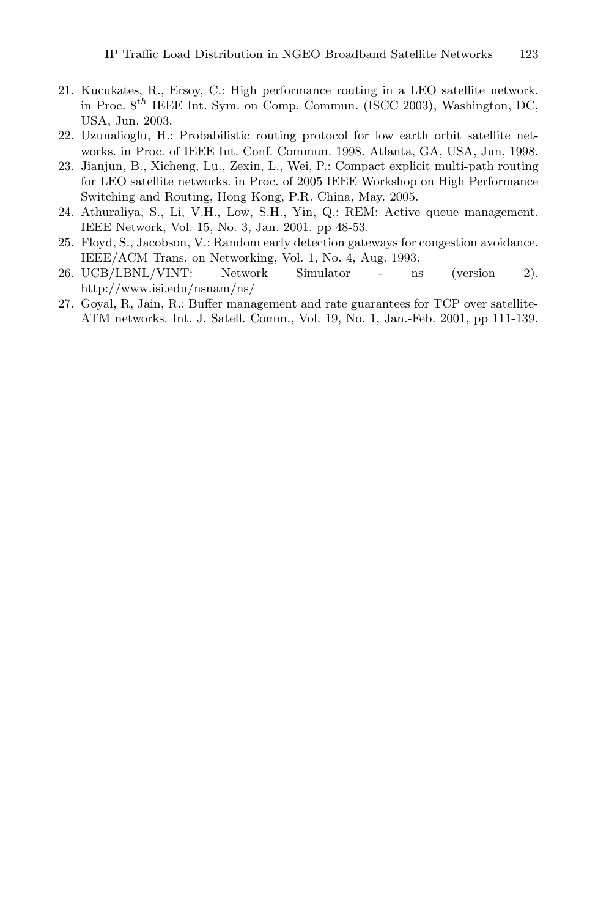21. Kucukates, R., Ersoy, C.: High performance routing in a LEO satellite network. in Proc. $8^{th}$ IEEE Int. Sym. on Comp. Commun. (ISCC 2003), Washington, DC, USA, Jun. 2003.
22. Uzunalioglu, H.: Probabilistic routing protocol for low earth orbit satellite networks. in Proc. of IEEE Int. Conf. Commun. 1998. Atlanta, GA, USA, Jun, 1998.
23. Jianjun, B., Xicheng, Lu., Zexin, L., Wei, P.: Compact explicit multi-path routing for LEO satellite networks. in Proc. of 2005 IEEE Workshop on High Performance Switching and Routing, Hong Kong, P.R. China, May. 2005.
24. Athuraliya, S., Li, V.H., Low, S.H., Yin, Q.: REM: Active queue management. IEEE Network, Vol. 15, No. 3, Jan. 2001. pp 48-53.
25. Floyd, S., Jacobson, V.: Random early detection gateways for congestion avoidance. IEEE/ACM Trans. on Networking, Vol. 1, No. 4, Aug. 1993.
26. UCB/LBNL/VINT: Network Simulator - ns (version 2). http://www.isi.edu/nsnam/ns/
27. Goyal, R, Jain, R.: Buffer management and rate guarantees for TCP over satellite-ATM networks. Int. J. Satell. Comm., Vol. 19, No. 1, Jan.-Feb. 2001, pp 111-139.